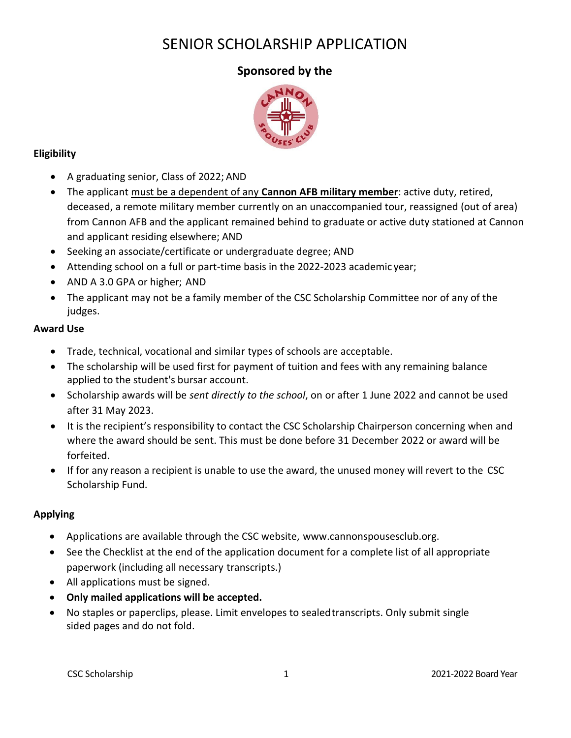# SENIOR SCHOLARSHIP APPLICATION

## Sponsored by the

### Eligibility

- A graduating senior, Class of 2022; AND
- The applicant must be a dependent of any **Cannon AFB military member**: active duty, retired, deceased, a remote military member currently on an unaccompanied tour, reassigned (out of area) from Cannon AFB and the applicant remained behind to graduate or active duty stationed at Cannon and applicant residing elsewhere; AND
- Seeking an associate/certificate or undergraduate degree; AND
- Attending school on a full or part-time basis in the 2022-2023 academic year;
- AND A 3.0 GPA or higher; AND
- The applicant may not be a family member of the CSC Scholarship Committee nor of any of the judges.

### Award Use

- Trade, technical, vocational and similar types of schools are acceptable.
- The scholarship will be used first for payment of tuition and fees with any remaining balance applied to the student's bursar account.
- Scholarship awards will be *sent directly to the school*, on or after 1 June 2022 and cannot be used after 31 May 2023.
- It is the recipient's responsibility to contact the CSC Scholarship Chairperson concerning when and where the award should be sent. This must be done before 31 December 2022 or award will be forfeited.
- If for any reason a recipient is unable to use the award, the unused money will revert to the CSC Scholarship Fund.

### Applying

- Applications are available through the CSC website, www.cannonspousesclub.org.
- See the Checklist at the end of the application document for a complete list of all appropriate paperwork (including all necessary transcripts.)
- All applications must be signed.
- **Only mailed applications will be accepted.**
- No staples or paperclips, please. Limit envelopes to sealed transcripts. Only submit single sided pages and do not fold.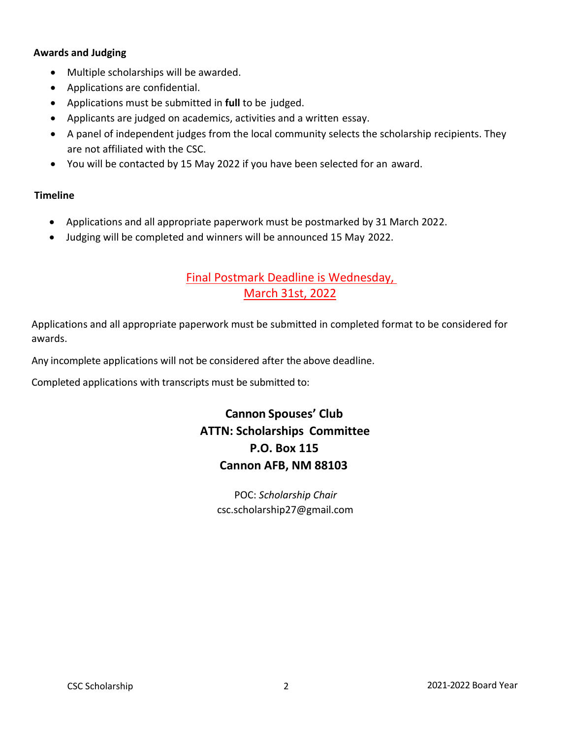**Awards and Judging**

- Multiple scholarships will be awarded.
- Applications are confidential.
- Applications must be submitted in **full** to be judged.
- Applicants are judged on academics, activities and a written essay.
- A panel of independent judges from the local community selects the scholarship recipients. They are not affiliated with the CSC.
- You will be contacted by 15 May 2022 if you have been selected for an award.

**Timeline**

- Applications and all appropriate paperwork must be postmarked by 31 March 2022.
- Judging will be completed and winners will be announced 15 May 2022.

Final Postmark Deadline is Wednesday, March 31st, 2022

Applications and all appropriate paperwork must be submitted in completed format to be considered for awards.

Any incomplete applications will not be considered after the above deadline.

Completed applications with transcripts must be submitted to:

**Cannon Spouses' Club**
**ATTN: Scholarships Committee**
**P.O. Box 115**
**Cannon AFB, NM 88103**

POC: *Scholarship Chair*
csc.scholarship27@gmail.com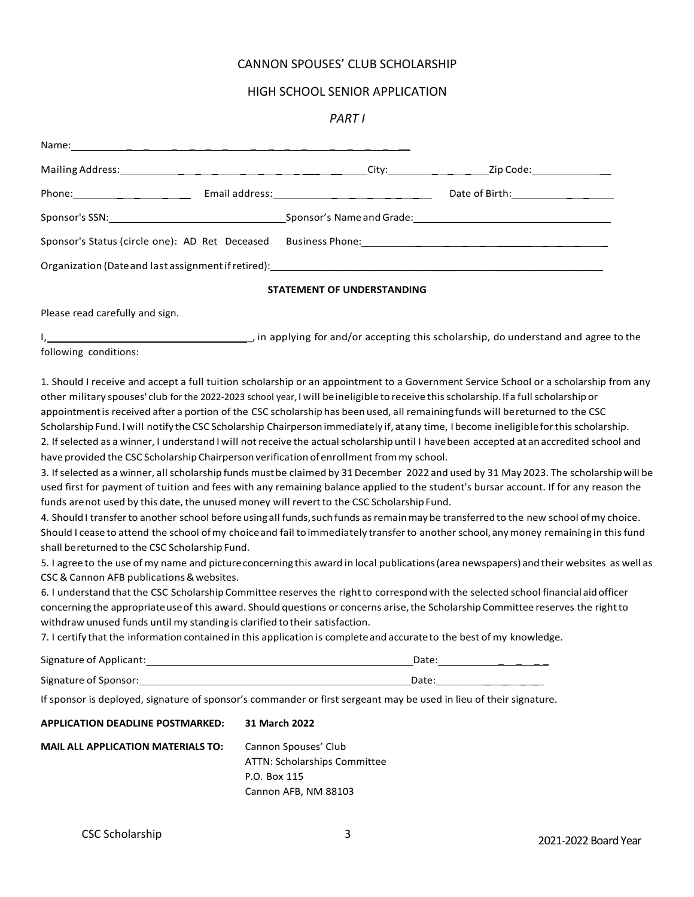# CANNON SPOUSES' CLUB SCHOLARSHIP

## HIGH SCHOOL SENIOR APPLICATION

### *PART I*

Name: ____________________________________________

Mailing Address: ______________________________ City: ______________ Zip Code: ____________

Phone: ______________ Email address: ______________________ Date of Birth: ______________

Sponsor's SSN: ______________________ Sponsor's Name and Grade: ______________________________

Sponsor's Status (circle one): AD Ret Deceased Business Phone: ______________________________

Organization (Date and last assignment if retired): ____________________________________________

**STATEMENT OF UNDERSTANDING**

Please read carefully and sign.

I, ______________________________, in applying for and/or accepting this scholarship, do understand and agree to the following conditions:

1. Should I receive and accept a full tuition scholarship or an appointment to a Government Service School or a scholarship from any other military spouses' club for the 2022-2023 school year, I will be ineligible to receive this scholarship. If a full scholarship or appointment is received after a portion of the CSC scholarship has been used, all remaining funds will be returned to the CSC Scholarship Fund. I will notify the CSC Scholarship Chairperson immediately if, at any time, I become ineligible for this scholarship.
2. If selected as a winner, I understand I will not receive the actual scholarship until I have been accepted at an accredited school and have provided the CSC Scholarship Chairperson verification of enrollment from my school.
3. If selected as a winner, all scholarship funds must be claimed by 31 December 2022 and used by 31 May 2023. The scholarship will be used first for payment of tuition and fees with any remaining balance applied to the student's bursar account. If for any reason the funds are not used by this date, the unused money will revert to the CSC Scholarship Fund.
4. Should I transfer to another school before using all funds, such funds as remain may be transferred to the new school of my choice. Should I cease to attend the school of my choice and fail to immediately transfer to another school, any money remaining in this fund shall be returned to the CSC Scholarship Fund.
5. I agree to the use of my name and picture concerning this award in local publications (area newspapers) and their websites as well as CSC & Cannon AFB publications & websites.
6. I understand that the CSC Scholarship Committee reserves the right to correspond with the selected school financial aid officer concerning the appropriate use of this award. Should questions or concerns arise, the Scholarship Committee reserves the right to withdraw unused funds until my standing is clarified to their satisfaction.
7. I certify that the information contained in this application is complete and accurate to the best of my knowledge.

Signature of Applicant: ______________________________ Date: ____________

Signature of Sponsor: ______________________________ Date: ____________

If sponsor is deployed, signature of sponsor's commander or first sergeant may be used in lieu of their signature.

**APPLICATION DEADLINE POSTMARKED:** 31 March 2022

**MAIL ALL APPLICATION MATERIALS TO:** Cannon Spouses' Club
ATTN: Scholarships Committee
P.O. Box 115
Cannon AFB, NM 88103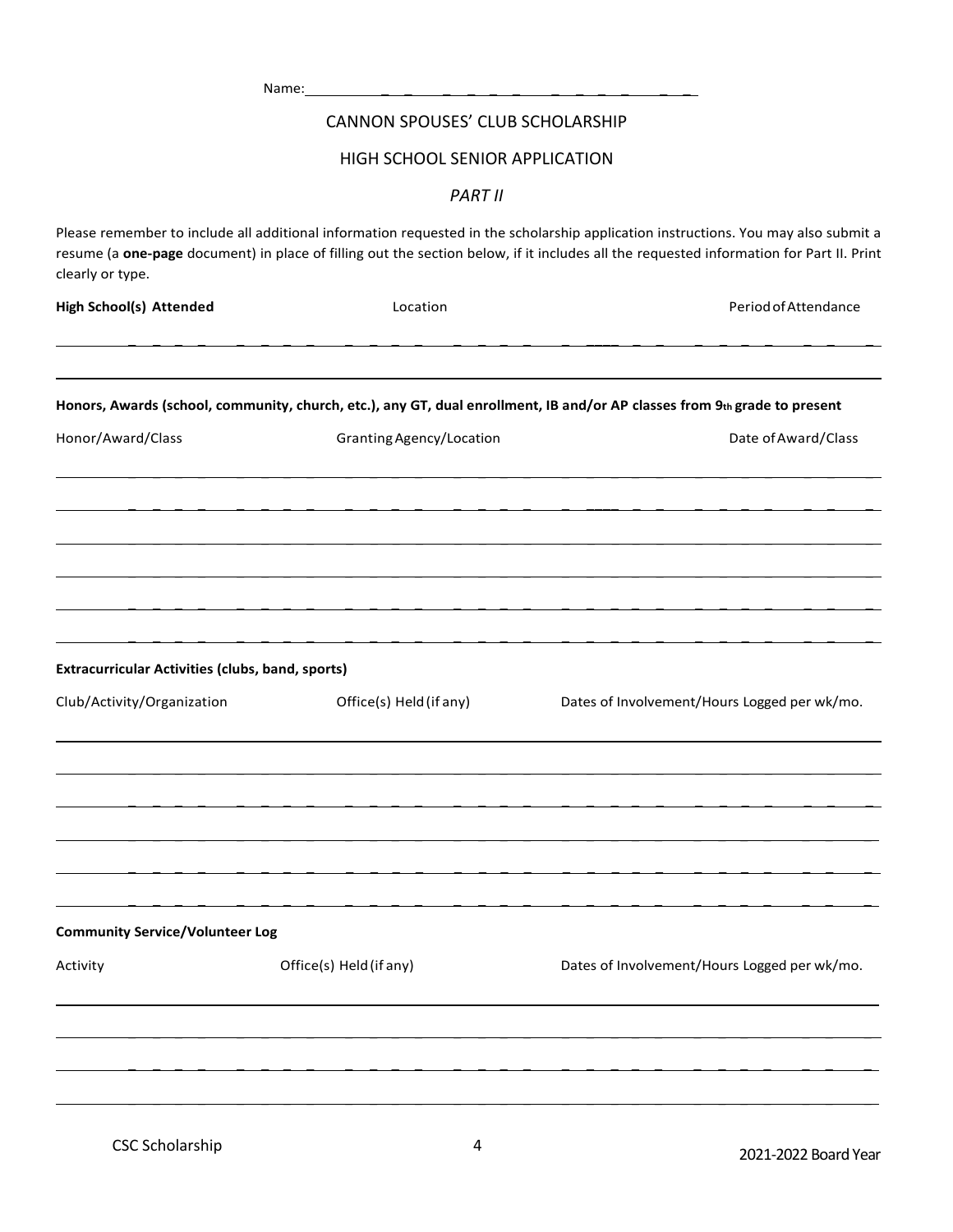Name: \_\_\_\_\_\_\_\_\_\_\_\_\_\_\_\_\_\_\_\_\_\_\_\_\_\_\_\_\_\_

# CANNON SPOUSES' CLUB SCHOLARSHIP

## HIGH SCHOOL SENIOR APPLICATION

### *PART II*

Please remember to include all additional information requested in the scholarship application instructions. You may also submit a resume (a **one-page** document) in place of filling out the section below, if it includes all the requested information for Part II. Print clearly or type.

| **High School(s) Attended** | Location | Period of Attendance |
|---|---|---|
| | | |

**Honors, Awards (school, community, church, etc.), any GT, dual enrollment, IB and/or AP classes from 9th grade to present**

| Honor/Award/Class | Granting Agency/Location | Date of Award/Class |
|---|---|---|
| | | |
| | | |
| | | |
| | | |
| | | |
| | | |

**Extracurricular Activities (clubs, band, sports)**

| Club/Activity/Organization | Office(s) Held (if any) | Dates of Involvement/Hours Logged per wk/mo. |
|---|---|---|
| | | |
| | | |
| | | |
| | | |
| | | |
| | | |

**Community Service/Volunteer Log**

| Activity | Office(s) Held (if any) | Dates of Involvement/Hours Logged per wk/mo. |
|---|---|---|
| | | |
| | | |
| | | |
| | | |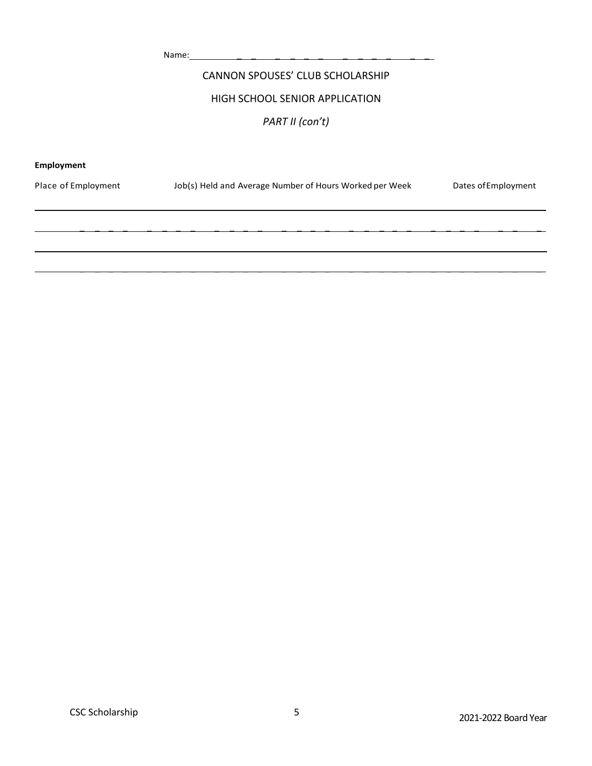Name: ______________________________

CANNON SPOUSES' CLUB SCHOLARSHIP

HIGH SCHOOL SENIOR APPLICATION

*PART II (con't)*

**Employment**

| Place of Employment | Job(s) Held and Average Number of Hours Worked per Week | Dates of Employment |
| --- | --- | --- |
| | | |
| | | |
| | | |
| | | |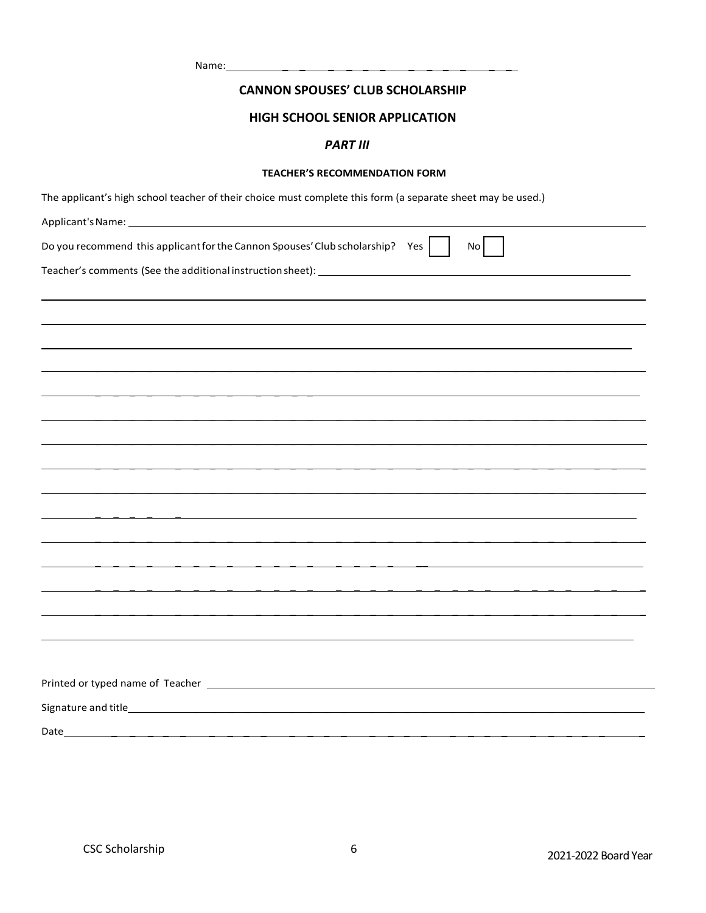Name: \_\_\_\_\_\_\_\_\_\_\_\_\_\_\_\_\_\_\_\_\_\_\_\_\_\_\_\_\_\_

## CANNON SPOUSES' CLUB SCHOLARSHIP

## HIGH SCHOOL SENIOR APPLICATION

### *PART III*

#### TEACHER'S RECOMMENDATION FORM

The applicant's high school teacher of their choice must complete this form (a separate sheet may be used.)

Applicant's Name: \_\_\_\_\_\_\_\_\_\_\_\_\_\_\_\_\_\_\_\_\_\_\_\_\_\_\_\_\_\_\_\_\_\_\_\_\_\_\_\_\_\_\_\_\_\_\_\_\_\_\_\_\_\_\_\_

Do you recommend this applicant for the Cannon Spouses' Club scholarship? Yes ☐ No ☐

Teacher's comments (See the additional instruction sheet): \_\_\_\_\_\_\_\_\_\_\_\_\_\_\_\_\_\_\_\_\_\_\_\_\_\_\_\_\_\_\_\_\_\_\_\_\_\_\_\_\_\_\_\_

\_\_\_\_\_\_\_\_\_\_\_\_\_\_\_\_\_\_\_\_\_\_\_\_\_\_\_\_\_\_\_\_\_\_\_\_\_\_\_\_\_\_\_\_\_\_\_\_\_\_\_\_\_\_\_\_\_\_\_\_\_\_\_\_\_\_\_\_\_\_\_\_\_\_\_\_\_\_

\_\_\_\_\_\_\_\_\_\_\_\_\_\_\_\_\_\_\_\_\_\_\_\_\_\_\_\_\_\_\_\_\_\_\_\_\_\_\_\_\_\_\_\_\_\_\_\_\_\_\_\_\_\_\_\_\_\_\_\_\_\_\_\_\_\_\_\_\_\_\_\_\_\_\_\_\_\_

\_\_\_\_\_\_\_\_\_\_\_\_\_\_\_\_\_\_\_\_\_\_\_\_\_\_\_\_\_\_\_\_\_\_\_\_\_\_\_\_\_\_\_\_\_\_\_\_\_\_\_\_\_\_\_\_\_\_\_\_\_\_\_\_\_\_\_\_\_\_\_\_\_\_\_\_\_\_

\_\_\_\_\_\_\_\_\_\_\_\_\_\_\_\_\_\_\_\_\_\_\_\_\_\_\_\_\_\_\_\_\_\_\_\_\_\_\_\_\_\_\_\_\_\_\_\_\_\_\_\_\_\_\_\_\_\_\_\_\_\_\_\_\_\_\_\_\_\_\_\_\_\_\_\_\_\_

\_\_\_\_\_\_\_\_\_\_\_\_\_\_\_\_\_\_\_\_\_\_\_\_\_\_\_\_\_\_\_\_\_\_\_\_\_\_\_\_\_\_\_\_\_\_\_\_\_\_\_\_\_\_\_\_\_\_\_\_\_\_\_\_\_\_\_\_\_\_\_\_\_\_\_\_\_\_

\_\_\_\_\_\_\_\_\_\_\_\_\_\_\_\_\_\_\_\_\_\_\_\_\_\_\_\_\_\_\_\_\_\_\_\_\_\_\_\_\_\_\_\_\_\_\_\_\_\_\_\_\_\_\_\_\_\_\_\_\_\_\_\_\_\_\_\_\_\_\_\_\_\_\_\_\_\_

\_\_\_\_\_\_\_\_\_\_\_\_\_\_\_\_\_\_\_\_\_\_\_\_\_\_\_\_\_\_\_\_\_\_\_\_\_\_\_\_\_\_\_\_\_\_\_\_\_\_\_\_\_\_\_\_\_\_\_\_\_\_\_\_\_\_\_\_\_\_\_\_\_\_\_\_\_\_

\_\_\_\_\_\_\_\_\_\_\_\_\_\_\_\_\_\_\_\_\_\_\_\_\_\_\_\_\_\_\_\_\_\_\_\_\_\_\_\_\_\_\_\_\_\_\_\_\_\_\_\_\_\_\_\_\_\_\_\_\_\_\_\_\_\_\_\_\_\_\_\_\_\_\_\_\_\_

\_\_\_\_\_\_\_\_\_\_\_\_\_\_\_\_\_\_\_\_\_\_\_\_\_\_\_\_\_\_\_\_\_\_\_\_\_\_\_\_\_\_\_\_\_\_\_\_\_\_\_\_\_\_\_\_\_\_\_\_\_\_\_\_\_\_\_\_\_\_\_\_\_\_\_\_\_\_

\_\_\_\_\_\_\_\_\_\_\_\_\_\_\_\_\_\_\_\_\_\_\_\_\_\_\_\_\_\_\_\_\_\_\_\_\_\_\_\_\_\_\_\_\_\_\_\_\_\_\_\_\_\_\_\_\_\_\_\_\_\_\_\_\_\_\_\_\_\_\_\_\_\_\_\_\_\_

\_\_\_\_\_\_\_\_\_\_\_\_\_\_\_\_\_\_\_\_\_\_\_\_\_\_\_\_\_\_\_\_\_\_\_\_\_\_\_\_\_\_\_\_\_\_\_\_\_\_\_\_\_\_\_\_\_\_\_\_\_\_\_\_\_\_\_\_\_\_\_\_\_\_\_\_\_\_

\_\_\_\_\_\_\_\_\_\_\_\_\_\_\_\_\_\_\_\_\_\_\_\_\_\_\_\_\_\_\_\_\_\_\_\_\_\_\_\_\_\_\_\_\_\_\_\_\_\_\_\_\_\_\_\_\_\_\_\_\_\_\_\_\_\_\_\_\_\_\_\_\_\_\_\_\_\_

\_\_\_\_\_\_\_\_\_\_\_\_\_\_\_\_\_\_\_\_\_\_\_\_\_\_\_\_\_\_\_\_\_\_\_\_\_\_\_\_\_\_\_\_\_\_\_\_\_\_\_\_\_\_\_\_\_\_\_\_\_\_\_\_\_\_\_\_\_\_\_\_\_\_\_\_\_\_

\_\_\_\_\_\_\_\_\_\_\_\_\_\_\_\_\_\_\_\_\_\_\_\_\_\_\_\_\_\_\_\_\_\_\_\_\_\_\_\_\_\_\_\_\_\_\_\_\_\_\_\_\_\_\_\_\_\_\_\_\_\_\_\_\_\_\_\_\_\_\_\_\_\_\_\_\_\_

\_\_\_\_\_\_\_\_\_\_\_\_\_\_\_\_\_\_\_\_\_\_\_\_\_\_\_\_\_\_\_\_\_\_\_\_\_\_\_\_\_\_\_\_\_\_\_\_\_\_\_\_\_\_\_\_\_\_\_\_\_\_\_\_\_\_\_\_\_\_\_\_\_\_\_\_\_\_

Printed or typed name of Teacher \_\_\_\_\_\_\_\_\_\_\_\_\_\_\_\_\_\_\_\_\_\_\_\_\_\_\_\_\_\_\_\_\_\_\_\_\_\_\_\_\_\_\_\_\_\_\_\_

Signature and title \_\_\_\_\_\_\_\_\_\_\_\_\_\_\_\_\_\_\_\_\_\_\_\_\_\_\_\_\_\_\_\_\_\_\_\_\_\_\_\_\_\_\_\_\_\_\_\_\_\_\_\_\_\_\_\_\_\_

Date \_\_\_\_\_\_\_\_\_\_\_\_\_\_\_\_\_\_\_\_\_\_\_\_\_\_\_\_\_\_\_\_\_\_\_\_\_\_\_\_\_\_\_\_\_\_\_\_\_\_\_\_\_\_\_\_\_\_\_\_\_\_\_\_\_\_\_\_\_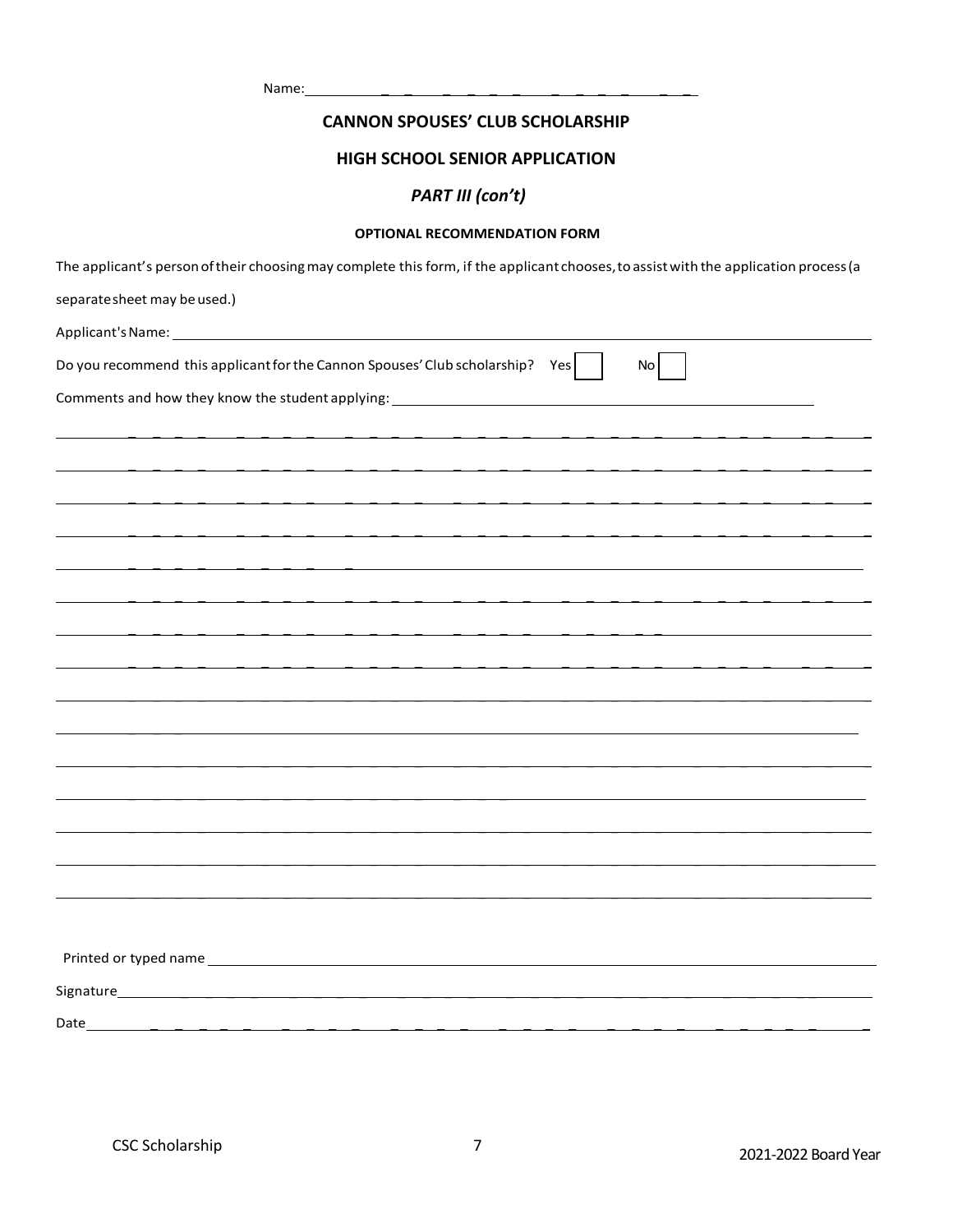Name: ___________________________

## CANNON SPOUSES' CLUB SCHOLARSHIP

## HIGH SCHOOL SENIOR APPLICATION

### *PART III (con't)*

#### OPTIONAL RECOMMENDATION FORM

The applicant's person of their choosing may complete this form, if the applicant chooses, to assist with the application process (a separate sheet may be used.)

Applicant's Name: ___________________________

Do you recommend this applicant for the Cannon Spouses' Club scholarship? Yes ☐ No ☐

Comments and how they know the student applying: ___________________________

___________________________

___________________________

___________________________

___________________________

___________________________

___________________________

___________________________

___________________________

___________________________

___________________________

___________________________

___________________________

___________________________

___________________________

___________________________

Printed or typed name ___________________________

Signature ___________________________

Date ___________________________

CSC Scholarship

2021-2022 Board Year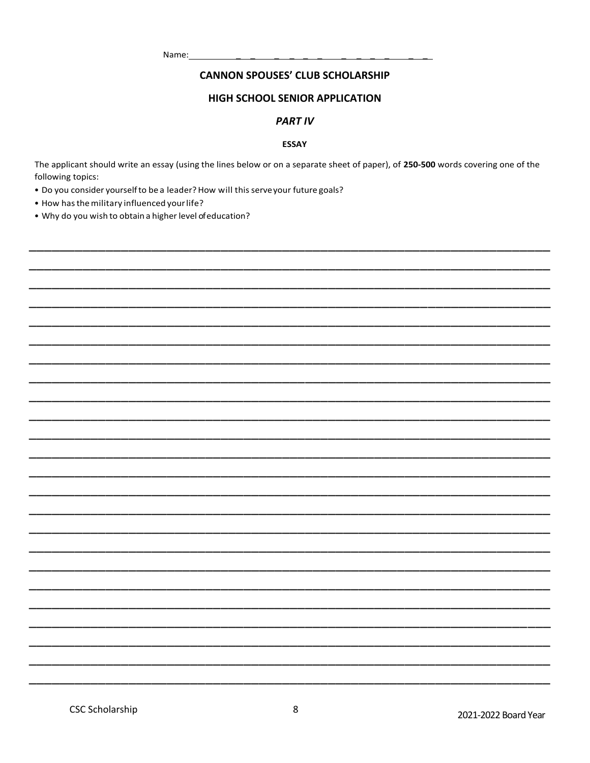Name: ______________________________

## CANNON SPOUSES' CLUB SCHOLARSHIP

## HIGH SCHOOL SENIOR APPLICATION

### *PART IV*

#### ESSAY

The applicant should write an essay (using the lines below or on a separate sheet of paper), of **250-500** words covering one of the following topics:

- Do you consider yourself to be a leader? How will this serve your future goals?
- How has the military influenced your life?
- Why do you wish to obtain a higher level of education?

______________________________________________________________________________

______________________________________________________________________________

______________________________________________________________________________

______________________________________________________________________________

______________________________________________________________________________

______________________________________________________________________________

______________________________________________________________________________

______________________________________________________________________________

______________________________________________________________________________

______________________________________________________________________________

______________________________________________________________________________

______________________________________________________________________________

______________________________________________________________________________

______________________________________________________________________________

______________________________________________________________________________

______________________________________________________________________________

______________________________________________________________________________

______________________________________________________________________________

______________________________________________________________________________

______________________________________________________________________________

______________________________________________________________________________

______________________________________________________________________________

______________________________________________________________________________

______________________________________________________________________________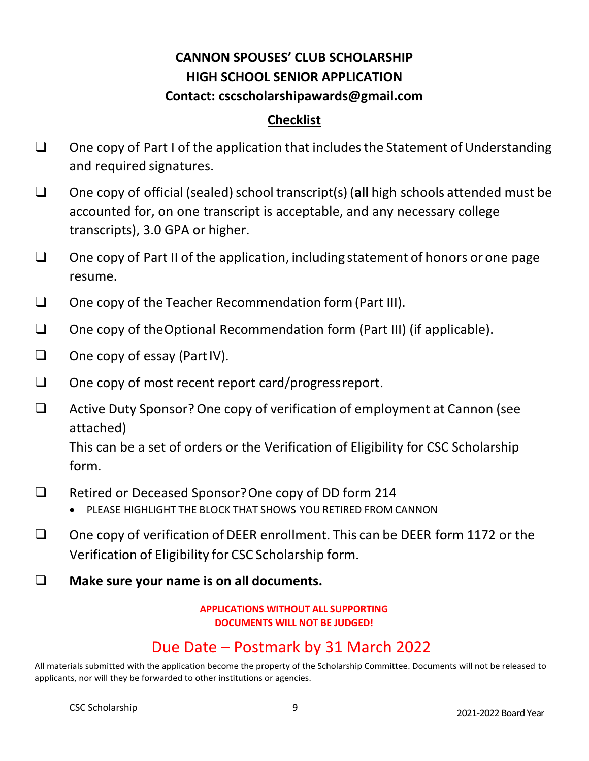# CANNON SPOUSES' CLUB SCHOLARSHIP
## HIGH SCHOOL SENIOR APPLICATION
### Contact: cscscholarshipawards@gmail.com

### Checklist

- ❑ One copy of Part I of the application that includes the Statement of Understanding and required signatures.
- ❑ One copy of official (sealed) school transcript(s) (**all** high schools attended must be accounted for, on one transcript is acceptable, and any necessary college transcripts), 3.0 GPA or higher.
- ❑ One copy of Part II of the application, including statement of honors or one page resume.
- ❑ One copy of the Teacher Recommendation form (Part III).
- ❑ One copy of the Optional Recommendation form (Part III) (if applicable).
- ❑ One copy of essay (Part IV).
- ❑ One copy of most recent report card/progress report.
- ❑ Active Duty Sponsor? One copy of verification of employment at Cannon (see attached)
  This can be a set of orders or the Verification of Eligibility for CSC Scholarship form.
- ❑ Retired or Deceased Sponsor? One copy of DD form 214
  - PLEASE HIGHLIGHT THE BLOCK THAT SHOWS YOU RETIRED FROM CANNON
- ❑ One copy of verification of DEER enrollment. This can be DEER form 1172 or the Verification of Eligibility for CSC Scholarship form.
- ❑ **Make sure your name is on all documents.**

**APPLICATIONS WITHOUT ALL SUPPORTING DOCUMENTS WILL NOT BE JUDGED!**

## Due Date – Postmark by 31 March 2022

All materials submitted with the application become the property of the Scholarship Committee. Documents will not be released to applicants, nor will they be forwarded to other institutions or agencies.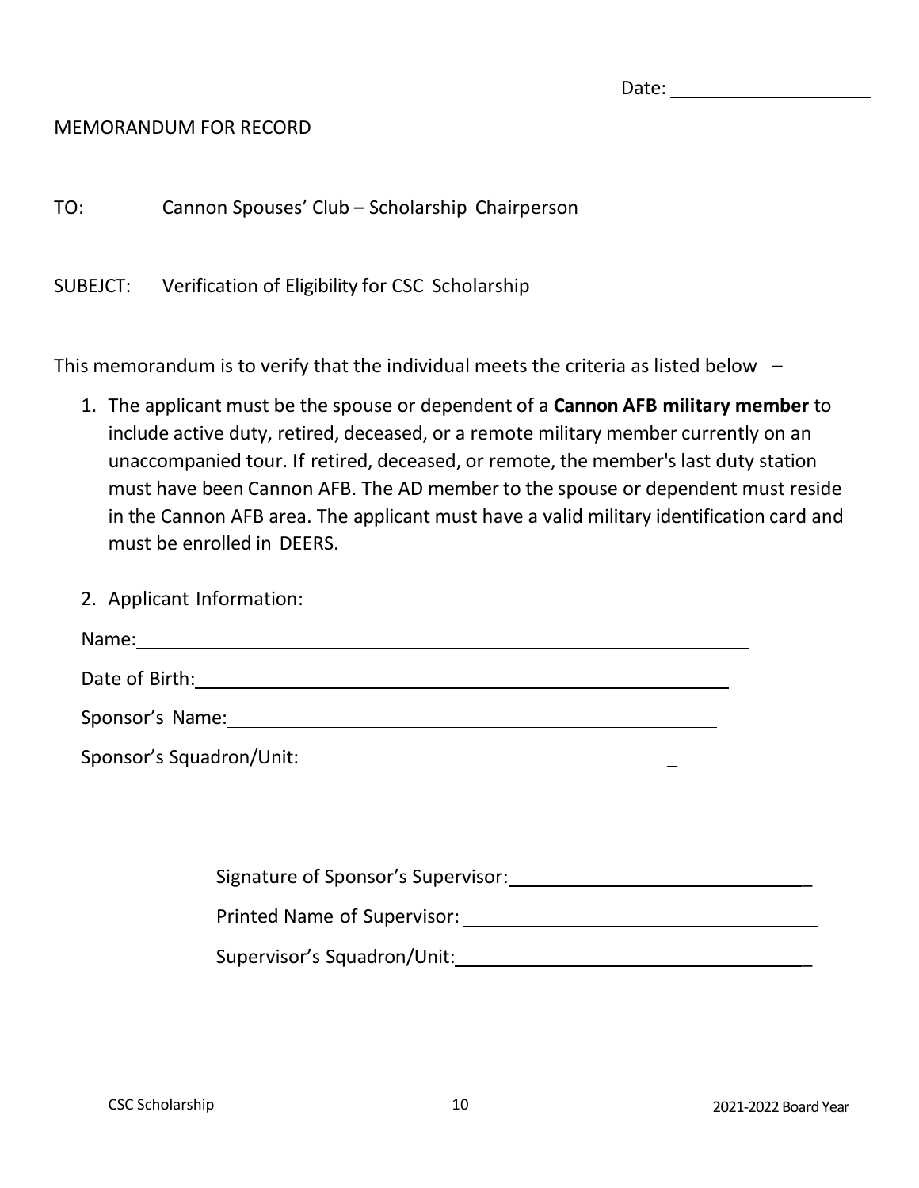Date: ____________________

MEMORANDUM FOR RECORD

TO: Cannon Spouses' Club – Scholarship Chairperson

SUBEJCT: Verification of Eligibility for CSC Scholarship

This memorandum is to verify that the individual meets the criteria as listed below –

1. The applicant must be the spouse or dependent of a **Cannon AFB military member** to include active duty, retired, deceased, or a remote military member currently on an unaccompanied tour. If retired, deceased, or remote, the member's last duty station must have been Cannon AFB. The AD member to the spouse or dependent must reside in the Cannon AFB area. The applicant must have a valid military identification card and must be enrolled in DEERS.

2. Applicant Information:

Name: ____________________________________________________________

Date of Birth: ______________________________________________________

Sponsor's Name: ___________________________________________________

Sponsor's Squadron/Unit: ____________________________________________

Signature of Sponsor's Supervisor: _____________________________

Printed Name of Supervisor: __________________________________

Supervisor's Squadron/Unit: __________________________________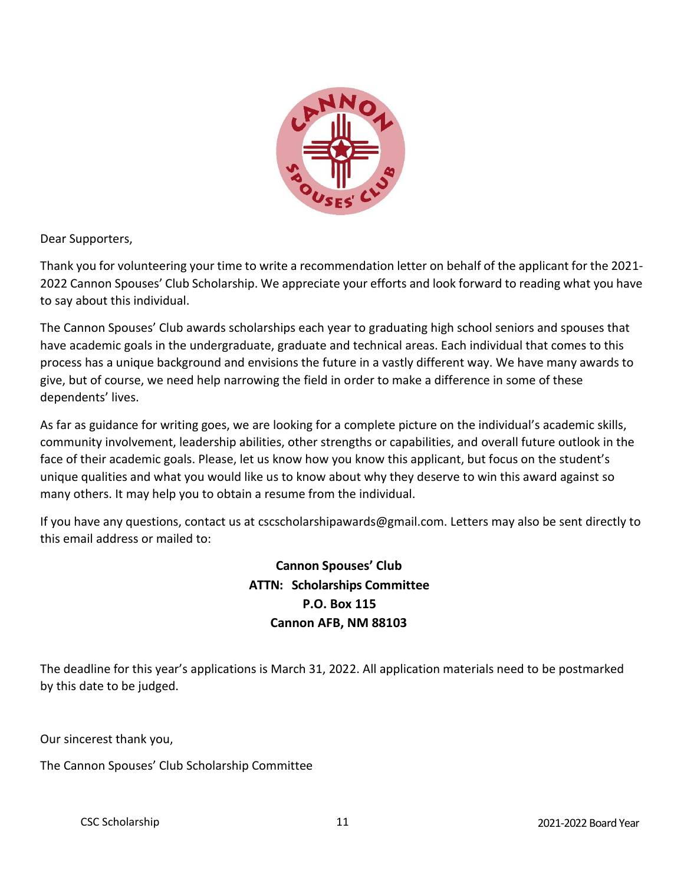Dear Supporters,

Thank you for volunteering your time to write a recommendation letter on behalf of the applicant for the 2021-2022 Cannon Spouses' Club Scholarship. We appreciate your efforts and look forward to reading what you have to say about this individual.

The Cannon Spouses' Club awards scholarships each year to graduating high school seniors and spouses that have academic goals in the undergraduate, graduate and technical areas. Each individual that comes to this process has a unique background and envisions the future in a vastly different way. We have many awards to give, but of course, we need help narrowing the field in order to make a difference in some of these dependents' lives.

As far as guidance for writing goes, we are looking for a complete picture on the individual's academic skills, community involvement, leadership abilities, other strengths or capabilities, and overall future outlook in the face of their academic goals. Please, let us know how you know this applicant, but focus on the student's unique qualities and what you would like us to know about why they deserve to win this award against so many others. It may help you to obtain a resume from the individual.

If you have any questions, contact us at cscscholarshipawards@gmail.com. Letters may also be sent directly to this email address or mailed to:

**Cannon Spouses' Club**
**ATTN: Scholarships Committee**
**P.O. Box 115**
**Cannon AFB, NM 88103**

The deadline for this year's applications is March 31, 2022. All application materials need to be postmarked by this date to be judged.

Our sincerest thank you,

The Cannon Spouses' Club Scholarship Committee